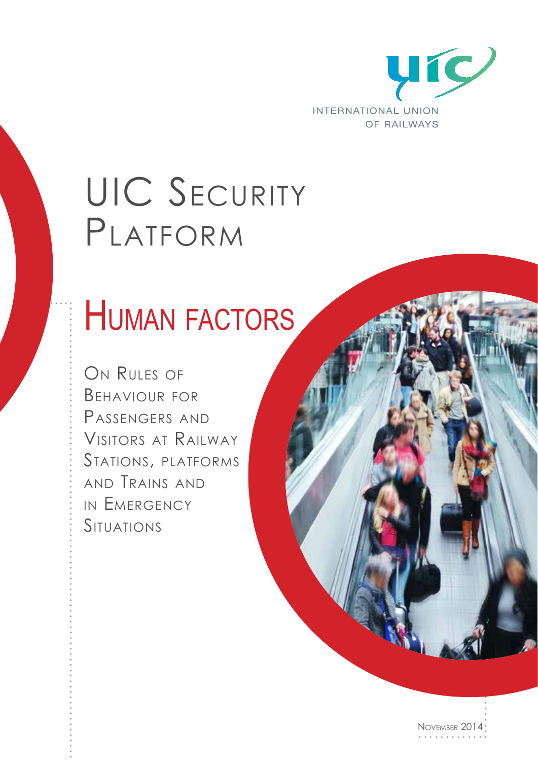INTERNATIONAL UNION OF RAILWAYS

# UIC Security Platform

## Human factors

On Rules of Behaviour for Passengers and Visitors at Railway Stations, platforms and Trains and in Emergency Situations

November 2014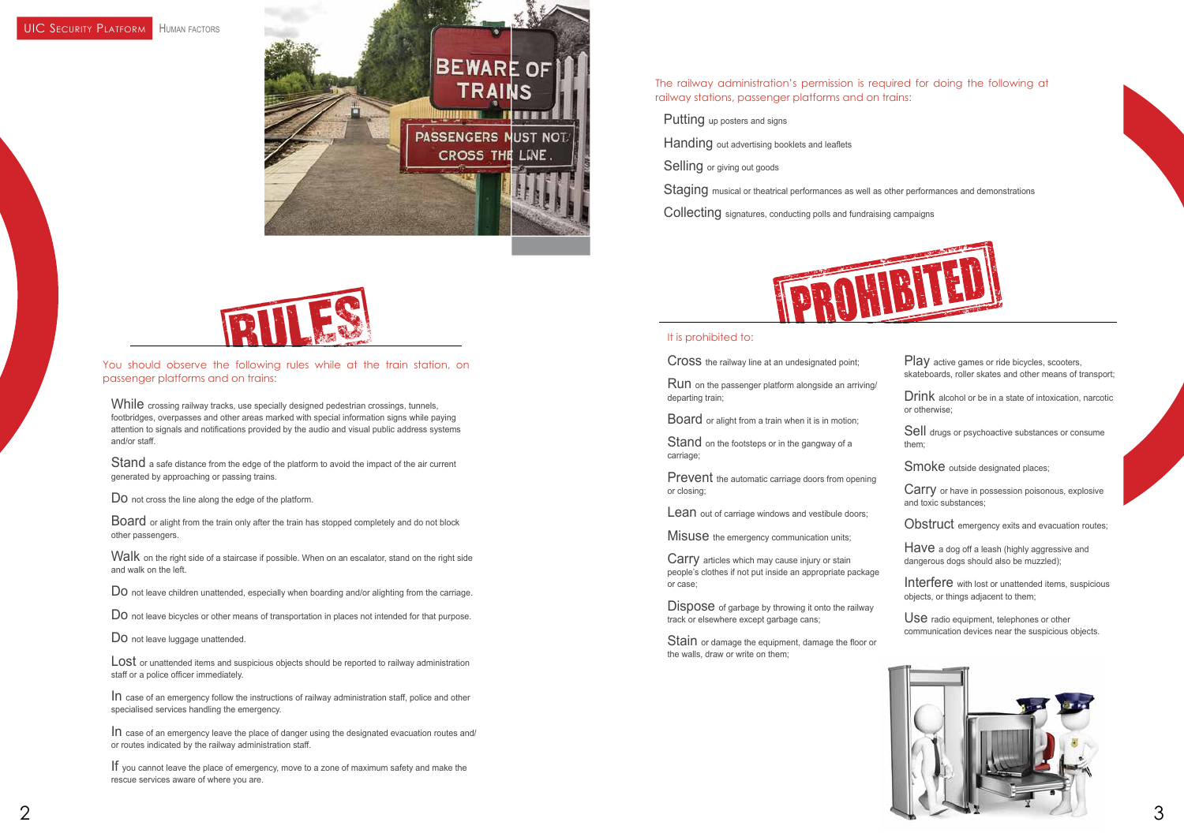# RULES

You should observe the following rules while at the train station, on passenger platforms and on trains:

**While** crossing railway tracks, use specially designed pedestrian crossings, tunnels, footbridges, overpasses and other areas marked with special information signs while paying attention to signals and notifications provided by the audio and visual public address systems and/or staff.

**Stand** a safe distance from the edge of the platform to avoid the impact of the air current generated by approaching or passing trains.

**Do** not cross the line along the edge of the platform.

**Board** or alight from the train only after the train has stopped completely and do not block other passengers.

**Walk** on the right side of a staircase if possible. When on an escalator, stand on the right side and walk on the left.

**Do** not leave children unattended, especially when boarding and/or alighting from the carriage.

**Do** not leave bicycles or other means of transportation in places not intended for that purpose.

**Do** not leave luggage unattended.

**Lost** or unattended items and suspicious objects should be reported to railway administration staff or a police officer immediately.

**In** case of an emergency follow the instructions of railway administration staff, police and other specialised services handling the emergency.

**In** case of an emergency leave the place of danger using the designated evacuation routes and/or routes indicated by the railway administration staff.

**If** you cannot leave the place of emergency, move to a zone of maximum safety and make the rescue services aware of where you are.

The railway administration's permission is required for doing the following at railway stations, passenger platforms and on trains:

**Putting** up posters and signs

**Handing** out advertising booklets and leaflets

**Selling** or giving out goods

**Staging** musical or theatrical performances as well as other performances and demonstrations

**Collecting** signatures, conducting polls and fundraising campaigns

# PROHIBITED

It is prohibited to:

**Cross** the railway line at an undesignated point;

**Run** on the passenger platform alongside an arriving/departing train;

**Board** or alight from a train when it is in motion;

**Stand** on the footsteps or in the gangway of a carriage;

**Prevent** the automatic carriage doors from opening or closing;

**Lean** out of carriage windows and vestibule doors;

**Misuse** the emergency communication units;

**Carry** articles which may cause injury or stain people's clothes if not put inside an appropriate package or case;

**Dispose** of garbage by throwing it onto the railway track or elsewhere except garbage cans;

**Stain** or damage the equipment, damage the floor or the walls, draw or write on them;

**Play** active games or ride bicycles, scooters, skateboards, roller skates and other means of transport;

**Drink** alcohol or be in a state of intoxication, narcotic or otherwise;

**Sell** drugs or psychoactive substances or consume them;

**Smoke** outside designated places;

**Carry** or have in possession poisonous, explosive and toxic substances;

**Obstruct** emergency exits and evacuation routes;

**Have** a dog off a leash (highly aggressive and dangerous dogs should also be muzzled);

**Interfere** with lost or unattended items, suspicious objects, or things adjacent to them;

**Use** radio equipment, telephones or other communication devices near the suspicious objects.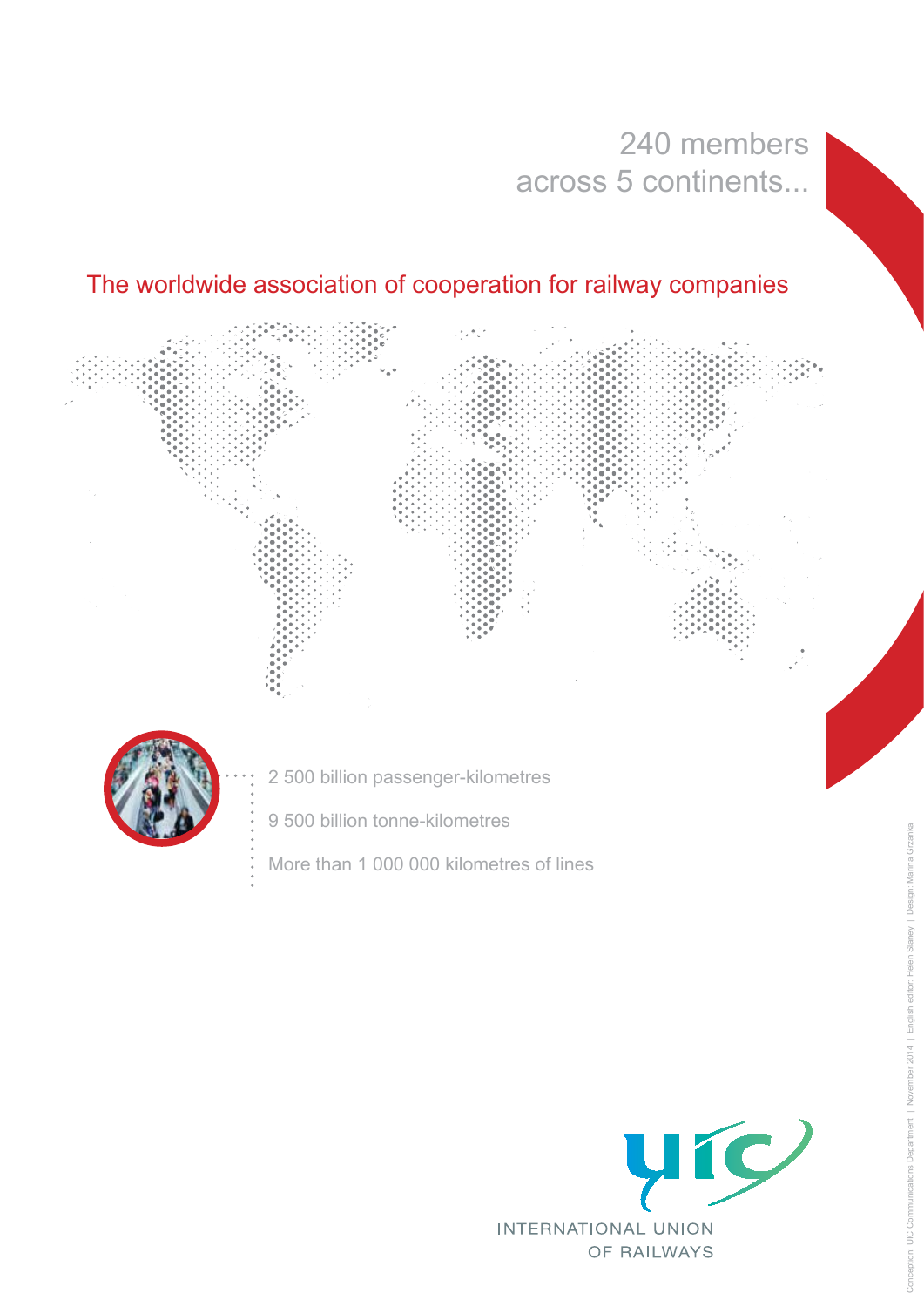240 members
across 5 continents...

The worldwide association of cooperation for railway companies

- 2 500 billion passenger-kilometres
- 9 500 billion tonne-kilometres
- More than 1 000 000 kilometres of lines

INTERNATIONAL UNION
OF RAILWAYS

Conception: UIC Communications Department | November 2014 | English editor: Helen Slaney | Design: Marina Grzanka